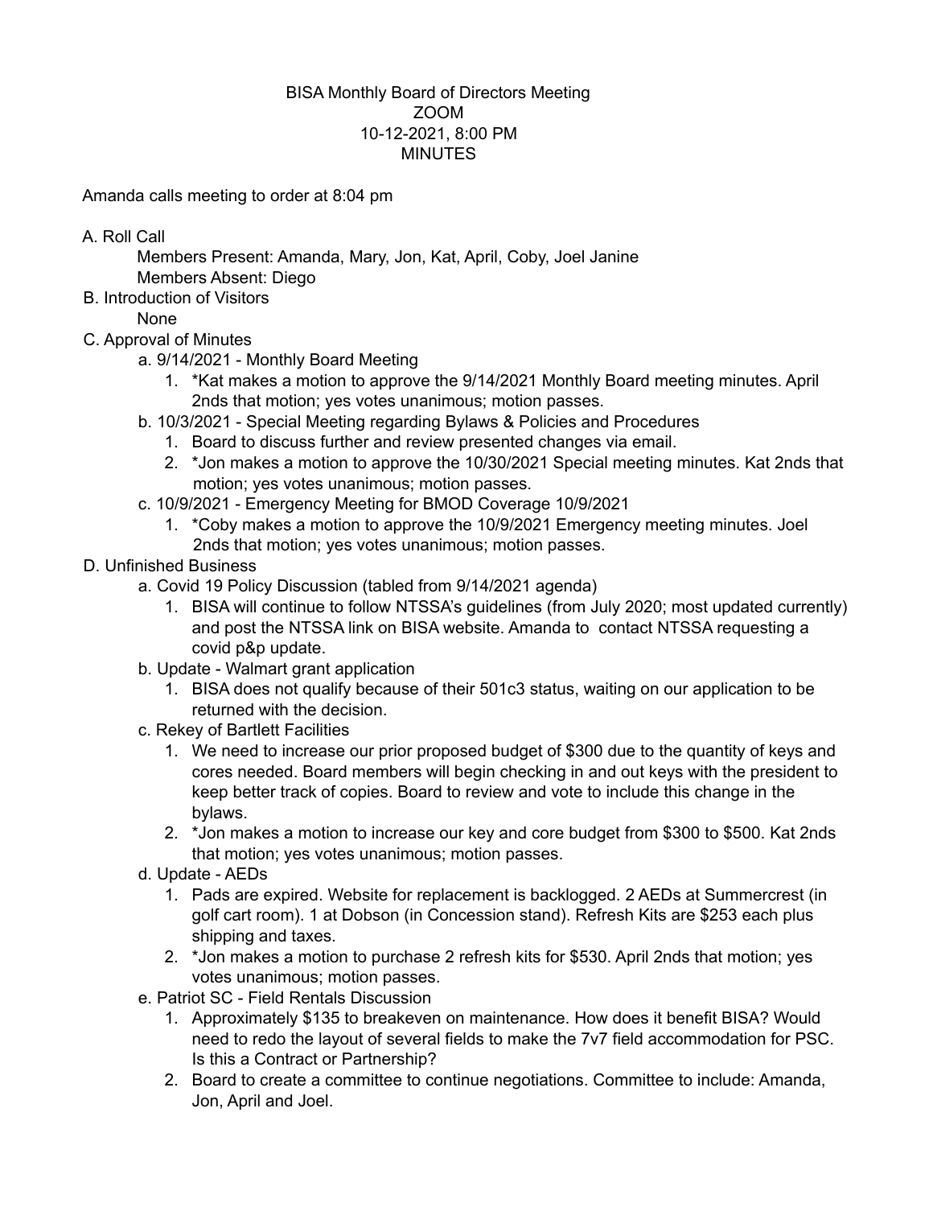BISA Monthly Board of Directors Meeting
ZOOM
10-12-2021, 8:00 PM
MINUTES

Amanda calls meeting to order at 8:04 pm

A. Roll Call
  Members Present: Amanda, Mary, Jon, Kat, April, Coby, Joel Janine
  Members Absent: Diego
B. Introduction of Visitors
  None
C. Approval of Minutes
  a. 9/14/2021 - Monthly Board Meeting
    1. *Kat makes a motion to approve the 9/14/2021 Monthly Board meeting minutes. April 2nds that motion; yes votes unanimous; motion passes.
  b. 10/3/2021 - Special Meeting regarding Bylaws & Policies and Procedures
    1. Board to discuss further and review presented changes via email.
    2. *Jon makes a motion to approve the 10/30/2021 Special meeting minutes. Kat 2nds that motion; yes votes unanimous; motion passes.
  c. 10/9/2021 - Emergency Meeting for BMOD Coverage 10/9/2021
    1. *Coby makes a motion to approve the 10/9/2021 Emergency meeting minutes. Joel 2nds that motion; yes votes unanimous; motion passes.
D. Unfinished Business
  a. Covid 19 Policy Discussion (tabled from 9/14/2021 agenda)
    1. BISA will continue to follow NTSSA's guidelines (from July 2020; most updated currently) and post the NTSSA link on BISA website. Amanda to contact NTSSA requesting a covid p&p update.
  b. Update - Walmart grant application
    1. BISA does not qualify because of their 501c3 status, waiting on our application to be returned with the decision.
  c. Rekey of Bartlett Facilities
    1. We need to increase our prior proposed budget of $300 due to the quantity of keys and cores needed. Board members will begin checking in and out keys with the president to keep better track of copies. Board to review and vote to include this change in the bylaws.
    2. *Jon makes a motion to increase our key and core budget from $300 to $500. Kat 2nds that motion; yes votes unanimous; motion passes.
  d. Update - AEDs
    1. Pads are expired. Website for replacement is backlogged. 2 AEDs at Summercrest (in golf cart room). 1 at Dobson (in Concession stand). Refresh Kits are $253 each plus shipping and taxes.
    2. *Jon makes a motion to purchase 2 refresh kits for $530. April 2nds that motion; yes votes unanimous; motion passes.
  e. Patriot SC - Field Rentals Discussion
    1. Approximately $135 to breakeven on maintenance. How does it benefit BISA? Would need to redo the layout of several fields to make the 7v7 field accommodation for PSC. Is this a Contract or Partnership?
    2. Board to create a committee to continue negotiations. Committee to include: Amanda, Jon, April and Joel.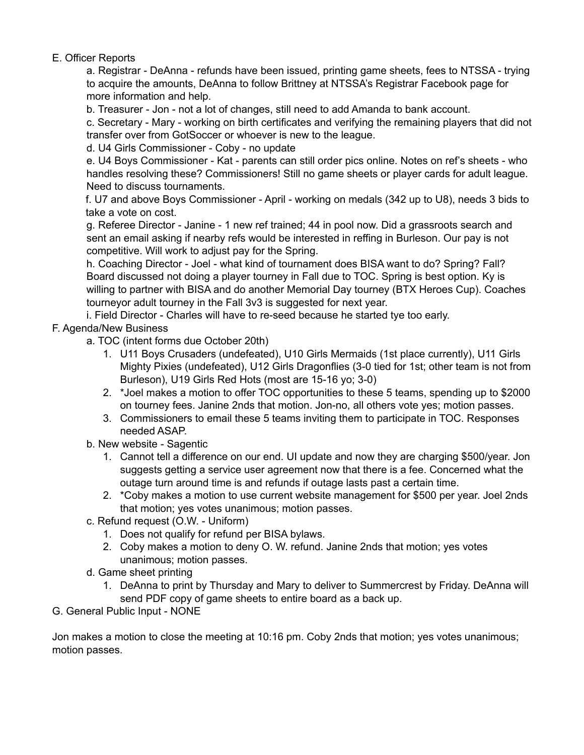E. Officer Reports

a. Registrar - DeAnna - refunds have been issued, printing game sheets, fees to NTSSA - trying to acquire the amounts, DeAnna to follow Brittney at NTSSA's Registrar Facebook page for more information and help.

b. Treasurer - Jon - not a lot of changes, still need to add Amanda to bank account.

c. Secretary - Mary - working on birth certificates and verifying the remaining players that did not transfer over from GotSoccer or whoever is new to the league.

d. U4 Girls Commissioner - Coby - no update

e. U4 Boys Commissioner - Kat - parents can still order pics online. Notes on ref's sheets - who handles resolving these? Commissioners! Still no game sheets or player cards for adult league. Need to discuss tournaments.

f. U7 and above Boys Commissioner - April - working on medals (342 up to U8), needs 3 bids to take a vote on cost.

g. Referee Director - Janine - 1 new ref trained; 44 in pool now. Did a grassroots search and sent an email asking if nearby refs would be interested in reffing in Burleson. Our pay is not competitive. Will work to adjust pay for the Spring.

h. Coaching Director - Joel - what kind of tournament does BISA want to do? Spring? Fall? Board discussed not doing a player tourney in Fall due to TOC. Spring is best option. Ky is willing to partner with BISA and do another Memorial Day tourney (BTX Heroes Cup). Coaches tourneyor adult tourney in the Fall 3v3 is suggested for next year.

i. Field Director - Charles will have to re-seed because he started tye too early.

F. Agenda/New Business

a. TOC (intent forms due October 20th)

1. U11 Boys Crusaders (undefeated), U10 Girls Mermaids (1st place currently), U11 Girls Mighty Pixies (undefeated), U12 Girls Dragonflies (3-0 tied for 1st; other team is not from Burleson), U19 Girls Red Hots (most are 15-16 yo; 3-0)
2. *Joel makes a motion to offer TOC opportunities to these 5 teams, spending up to $2000 on tourney fees. Janine 2nds that motion. Jon-no, all others vote yes; motion passes.
3. Commissioners to email these 5 teams inviting them to participate in TOC. Responses needed ASAP.

b. New website - Sagentic

1. Cannot tell a difference on our end. UI update and now they are charging $500/year. Jon suggests getting a service user agreement now that there is a fee. Concerned what the outage turn around time is and refunds if outage lasts past a certain time.
2. *Coby makes a motion to use current website management for $500 per year. Joel 2nds that motion; yes votes unanimous; motion passes.

c. Refund request (O.W. - Uniform)

1. Does not qualify for refund per BISA bylaws.
2. Coby makes a motion to deny O. W. refund. Janine 2nds that motion; yes votes unanimous; motion passes.

d. Game sheet printing

1. DeAnna to print by Thursday and Mary to deliver to Summercrest by Friday. DeAnna will send PDF copy of game sheets to entire board as a back up.

G. General Public Input - NONE

Jon makes a motion to close the meeting at 10:16 pm. Coby 2nds that motion; yes votes unanimous; motion passes.